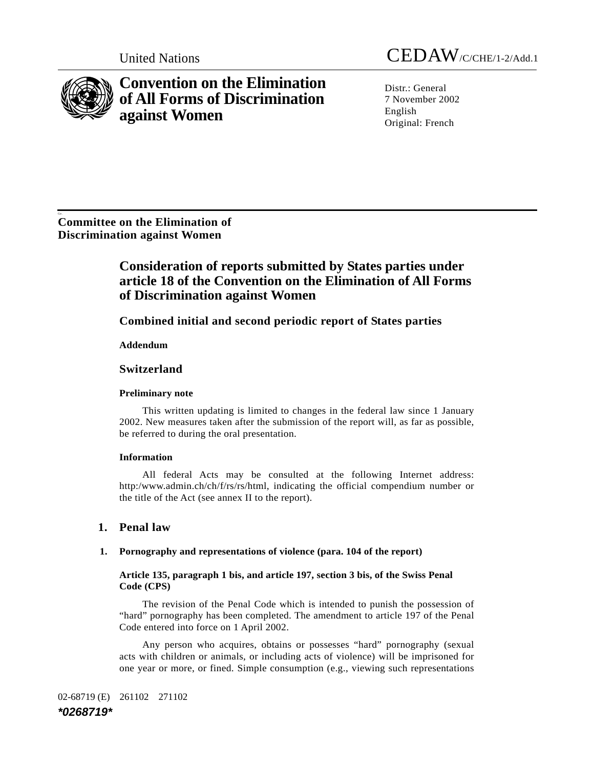United Nations CEDAW/C/CHE/1-2/Add.1

# Convention on the Elimination of All Forms of Discrimination against Women

Distr.: General
7 November 2002
English
Original: French

**Committee on the Elimination of Discrimination against Women**

## Consideration of reports submitted by States parties under article 18 of the Convention on the Elimination of All Forms of Discrimination against Women

### Combined initial and second periodic report of States parties

**Addendum**

### Switzerland

**Preliminary note**

This written updating is limited to changes in the federal law since 1 January 2002. New measures taken after the submission of the report will, as far as possible, be referred to during the oral presentation.

**Information**

All federal Acts may be consulted at the following Internet address: http:/www.admin.ch/ch/f/rs/rs/html, indicating the official compendium number or the title of the Act (see annex II to the report).

## 1. Penal law

### 1. Pornography and representations of violence (para. 104 of the report)

**Article 135, paragraph 1 bis, and article 197, section 3 bis, of the Swiss Penal Code (CPS)**

The revision of the Penal Code which is intended to punish the possession of "hard" pornography has been completed. The amendment to article 197 of the Penal Code entered into force on 1 April 2002.

Any person who acquires, obtains or possesses "hard" pornography (sexual acts with children or animals, or including acts of violence) will be imprisoned for one year or more, or fined. Simple consumption (e.g., viewing such representations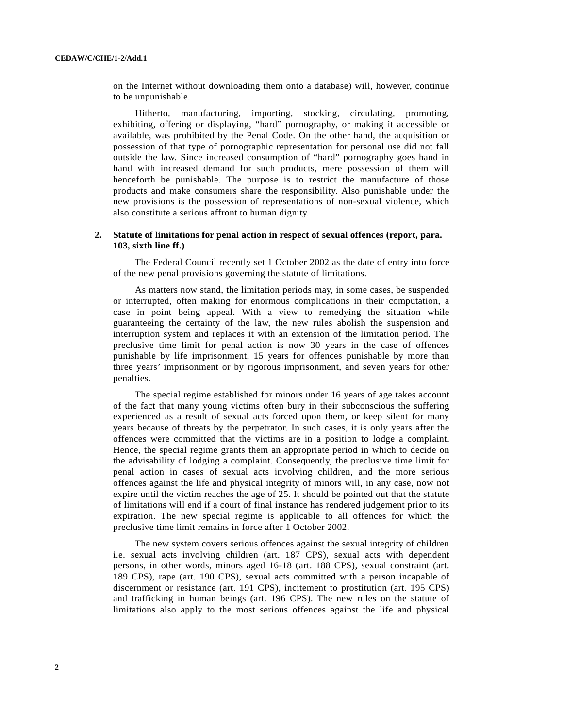on the Internet without downloading them onto a database) will, however, continue to be unpunishable.

Hitherto, manufacturing, importing, stocking, circulating, promoting, exhibiting, offering or displaying, "hard" pornography, or making it accessible or available, was prohibited by the Penal Code. On the other hand, the acquisition or possession of that type of pornographic representation for personal use did not fall outside the law. Since increased consumption of "hard" pornography goes hand in hand with increased demand for such products, mere possession of them will henceforth be punishable. The purpose is to restrict the manufacture of those products and make consumers share the responsibility. Also punishable under the new provisions is the possession of representations of non-sexual violence, which also constitute a serious affront to human dignity.

## 2. Statute of limitations for penal action in respect of sexual offences (report, para. 103, sixth line ff.)

The Federal Council recently set 1 October 2002 as the date of entry into force of the new penal provisions governing the statute of limitations.

As matters now stand, the limitation periods may, in some cases, be suspended or interrupted, often making for enormous complications in their computation, a case in point being appeal. With a view to remedying the situation while guaranteeing the certainty of the law, the new rules abolish the suspension and interruption system and replaces it with an extension of the limitation period. The preclusive time limit for penal action is now 30 years in the case of offences punishable by life imprisonment, 15 years for offences punishable by more than three years' imprisonment or by rigorous imprisonment, and seven years for other penalties.

The special regime established for minors under 16 years of age takes account of the fact that many young victims often bury in their subconscious the suffering experienced as a result of sexual acts forced upon them, or keep silent for many years because of threats by the perpetrator. In such cases, it is only years after the offences were committed that the victims are in a position to lodge a complaint. Hence, the special regime grants them an appropriate period in which to decide on the advisability of lodging a complaint. Consequently, the preclusive time limit for penal action in cases of sexual acts involving children, and the more serious offences against the life and physical integrity of minors will, in any case, now not expire until the victim reaches the age of 25. It should be pointed out that the statute of limitations will end if a court of final instance has rendered judgement prior to its expiration. The new special regime is applicable to all offences for which the preclusive time limit remains in force after 1 October 2002.

The new system covers serious offences against the sexual integrity of children i.e. sexual acts involving children (art. 187 CPS), sexual acts with dependent persons, in other words, minors aged 16-18 (art. 188 CPS), sexual constraint (art. 189 CPS), rape (art. 190 CPS), sexual acts committed with a person incapable of discernment or resistance (art. 191 CPS), incitement to prostitution (art. 195 CPS) and trafficking in human beings (art. 196 CPS). The new rules on the statute of limitations also apply to the most serious offences against the life and physical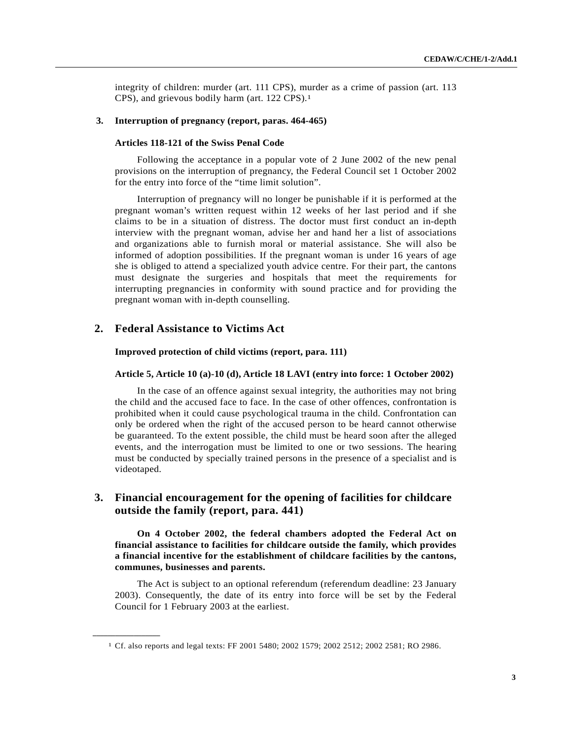integrity of children: murder (art. 111 CPS), murder as a crime of passion (art. 113 CPS), and grievous bodily harm (art. 122 CPS).[1]

### 3. Interruption of pregnancy (report, paras. 464-465)

**Articles 118-121 of the Swiss Penal Code**

Following the acceptance in a popular vote of 2 June 2002 of the new penal provisions on the interruption of pregnancy, the Federal Council set 1 October 2002 for the entry into force of the "time limit solution".

Interruption of pregnancy will no longer be punishable if it is performed at the pregnant woman's written request within 12 weeks of her last period and if she claims to be in a situation of distress. The doctor must first conduct an in-depth interview with the pregnant woman, advise her and hand her a list of associations and organizations able to furnish moral or material assistance. She will also be informed of adoption possibilities. If the pregnant woman is under 16 years of age she is obliged to attend a specialized youth advice centre. For their part, the cantons must designate the surgeries and hospitals that meet the requirements for interrupting pregnancies in conformity with sound practice and for providing the pregnant woman with in-depth counselling.

## 2. Federal Assistance to Victims Act

**Improved protection of child victims (report, para. 111)**

**Article 5, Article 10 (a)-10 (d), Article 18 LAVI (entry into force: 1 October 2002)**

In the case of an offence against sexual integrity, the authorities may not bring the child and the accused face to face. In the case of other offences, confrontation is prohibited when it could cause psychological trauma in the child. Confrontation can only be ordered when the right of the accused person to be heard cannot otherwise be guaranteed. To the extent possible, the child must be heard soon after the alleged events, and the interrogation must be limited to one or two sessions. The hearing must be conducted by specially trained persons in the presence of a specialist and is videotaped.

## 3. Financial encouragement for the opening of facilities for childcare outside the family (report, para. 441)

**On 4 October 2002, the federal chambers adopted the Federal Act on financial assistance to facilities for childcare outside the family, which provides a financial incentive for the establishment of childcare facilities by the cantons, communes, businesses and parents.**

The Act is subject to an optional referendum (referendum deadline: 23 January 2003). Consequently, the date of its entry into force will be set by the Federal Council for 1 February 2003 at the earliest.

---

[1] Cf. also reports and legal texts: FF 2001 5480; 2002 1579; 2002 2512; 2002 2581; RO 2986.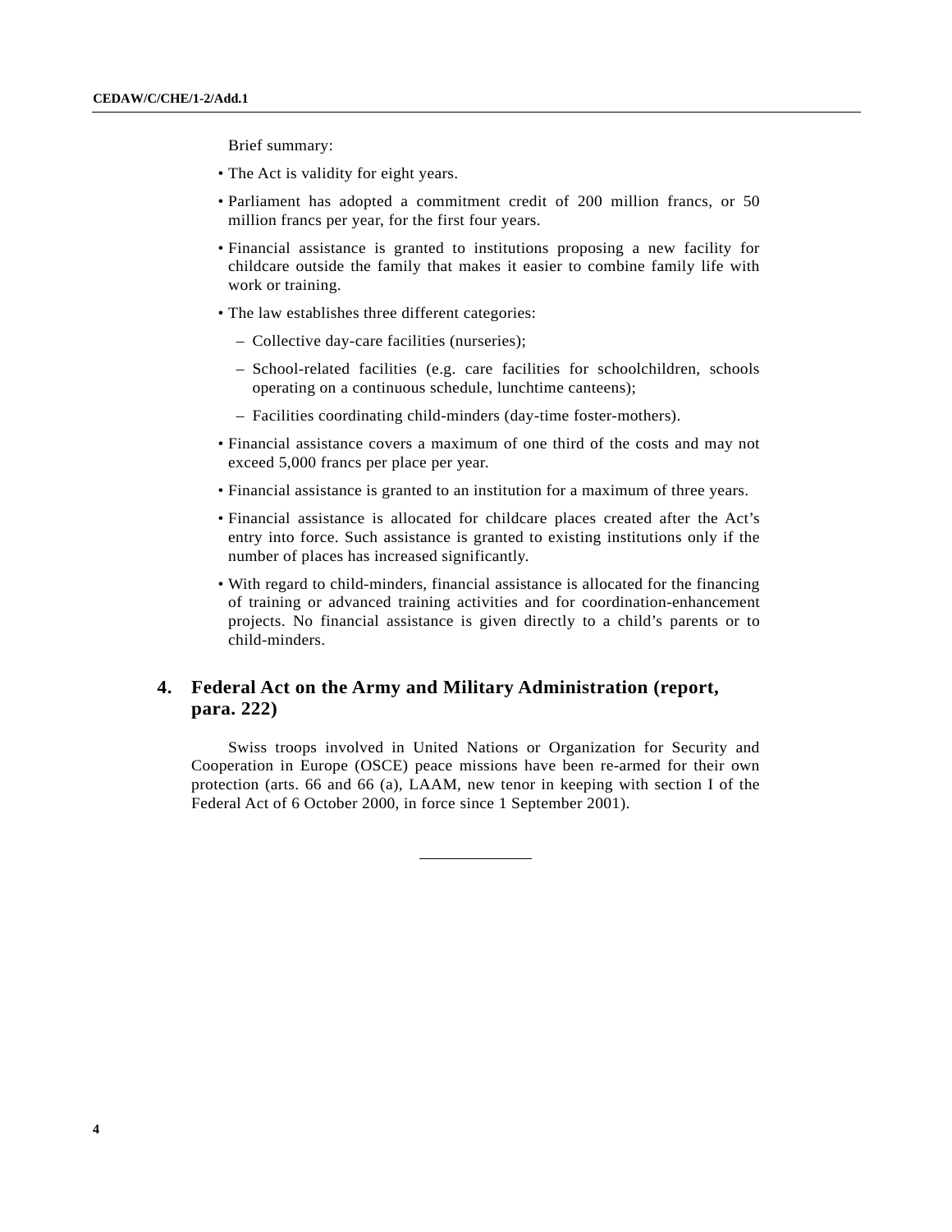Brief summary:

- The Act is validity for eight years.
- Parliament has adopted a commitment credit of 200 million francs, or 50 million francs per year, for the first four years.
- Financial assistance is granted to institutions proposing a new facility for childcare outside the family that makes it easier to combine family life with work or training.
- The law establishes three different categories:
  - Collective day-care facilities (nurseries);
  - School-related facilities (e.g. care facilities for schoolchildren, schools operating on a continuous schedule, lunchtime canteens);
  - Facilities coordinating child-minders (day-time foster-mothers).
- Financial assistance covers a maximum of one third of the costs and may not exceed 5,000 francs per place per year.
- Financial assistance is granted to an institution for a maximum of three years.
- Financial assistance is allocated for childcare places created after the Act's entry into force. Such assistance is granted to existing institutions only if the number of places has increased significantly.
- With regard to child-minders, financial assistance is allocated for the financing of training or advanced training activities and for coordination-enhancement projects. No financial assistance is given directly to a child's parents or to child-minders.

## 4. Federal Act on the Army and Military Administration (report, para. 222)

Swiss troops involved in United Nations or Organization for Security and Cooperation in Europe (OSCE) peace missions have been re-armed for their own protection (arts. 66 and 66 (a), LAAM, new tenor in keeping with section I of the Federal Act of 6 October 2000, in force since 1 September 2001).